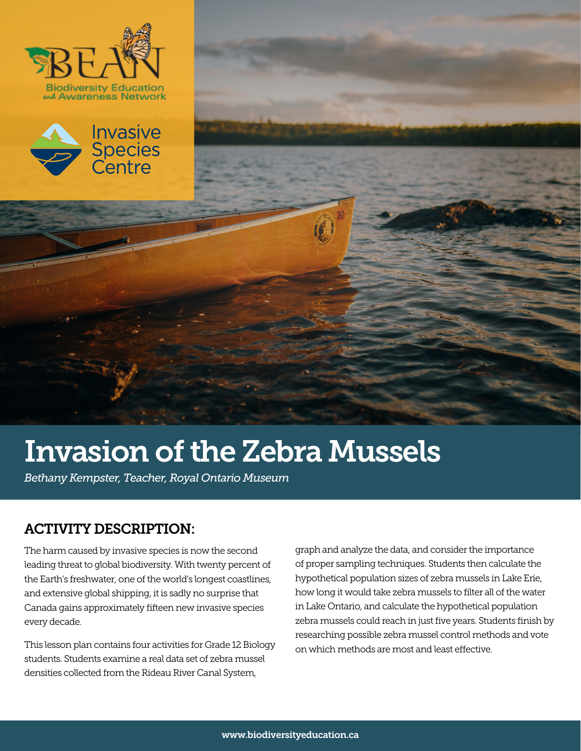Biodiversity Education and Awareness Network

Invasive Species Centre

# Invasion of the Zebra Mussels

*Bethany Kempster, Teacher, Royal Ontario Museum*

## ACTIVITY DESCRIPTION:

The harm caused by invasive species is now the second leading threat to global biodiversity. With twenty percent of the Earth's freshwater, one of the world's longest coastlines, and extensive global shipping, it is sadly no surprise that Canada gains approximately fifteen new invasive species every decade.

This lesson plan contains four activities for Grade 12 Biology students. Students examine a real data set of zebra mussel densities collected from the Rideau River Canal System, graph and analyze the data, and consider the importance of proper sampling techniques. Students then calculate the hypothetical population sizes of zebra mussels in Lake Erie, how long it would take zebra mussels to filter all of the water in Lake Ontario, and calculate the hypothetical population zebra mussels could reach in just five years. Students finish by researching possible zebra mussel control methods and vote on which methods are most and least effective.

www.biodiversityeducation.ca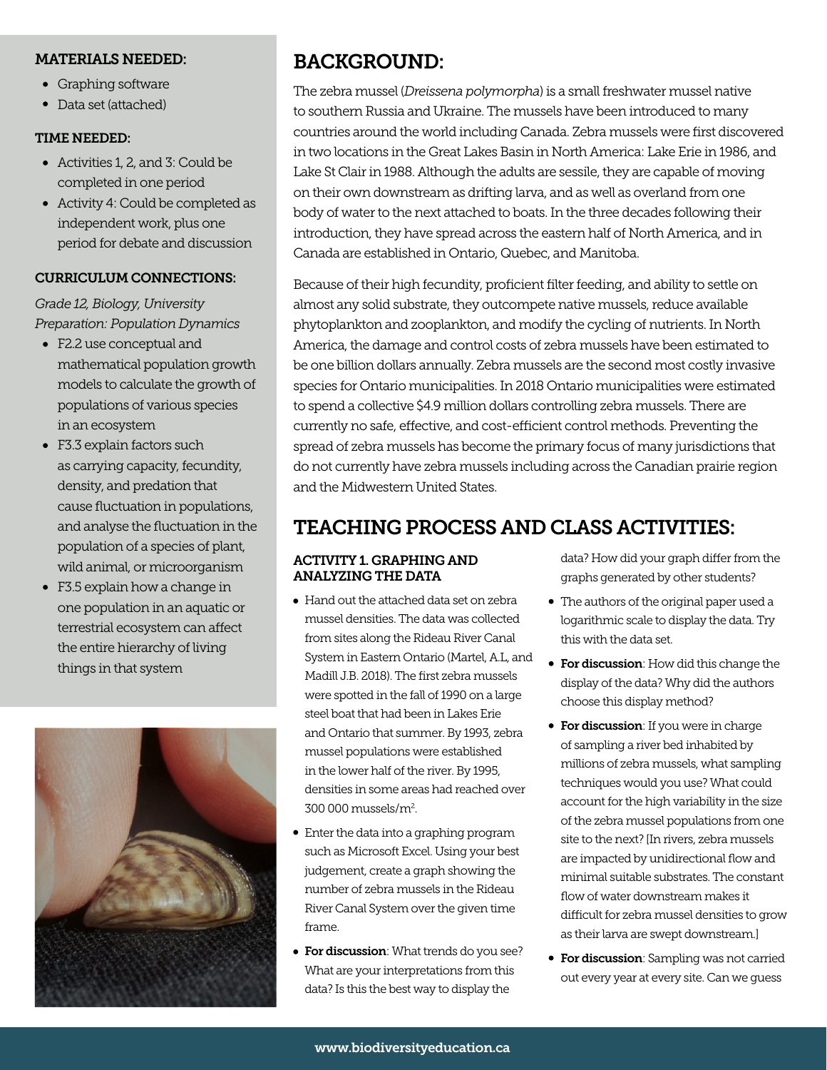### MATERIALS NEEDED:

- Graphing software
- Data set (attached)

### TIME NEEDED:

- Activities 1, 2, and 3: Could be completed in one period
- Activity 4: Could be completed as independent work, plus one period for debate and discussion

### CURRICULUM CONNECTIONS:

*Grade 12, Biology, University Preparation: Population Dynamics*

- F2.2 use conceptual and mathematical population growth models to calculate the growth of populations of various species in an ecosystem
- F3.3 explain factors such as carrying capacity, fecundity, density, and predation that cause fluctuation in populations, and analyse the fluctuation in the population of a species of plant, wild animal, or microorganism
- F3.5 explain how a change in one population in an aquatic or terrestrial ecosystem can affect the entire hierarchy of living things in that system

## BACKGROUND:

The zebra mussel (*Dreissena polymorpha*) is a small freshwater mussel native to southern Russia and Ukraine. The mussels have been introduced to many countries around the world including Canada. Zebra mussels were first discovered in two locations in the Great Lakes Basin in North America: Lake Erie in 1986, and Lake St Clair in 1988. Although the adults are sessile, they are capable of moving on their own downstream as drifting larva, and as well as overland from one body of water to the next attached to boats. In the three decades following their introduction, they have spread across the eastern half of North America, and in Canada are established in Ontario, Quebec, and Manitoba.

Because of their high fecundity, proficient filter feeding, and ability to settle on almost any solid substrate, they outcompete native mussels, reduce available phytoplankton and zooplankton, and modify the cycling of nutrients. In North America, the damage and control costs of zebra mussels have been estimated to be one billion dollars annually. Zebra mussels are the second most costly invasive species for Ontario municipalities. In 2018 Ontario municipalities were estimated to spend a collective $4.9 million dollars controlling zebra mussels. There are currently no safe, effective, and cost-efficient control methods. Preventing the spread of zebra mussels has become the primary focus of many jurisdictions that do not currently have zebra mussels including across the Canadian prairie region and the Midwestern United States.

## TEACHING PROCESS AND CLASS ACTIVITIES:

### ACTIVITY 1. GRAPHING AND ANALYZING THE DATA

- Hand out the attached data set on zebra mussel densities. The data was collected from sites along the Rideau River Canal System in Eastern Ontario (Martel, A.L, and Madill J.B. 2018). The first zebra mussels were spotted in the fall of 1990 on a large steel boat that had been in Lakes Erie and Ontario that summer. By 1993, zebra mussel populations were established in the lower half of the river. By 1995, densities in some areas had reached over 300 000 mussels/$m^2$.
- Enter the data into a graphing program such as Microsoft Excel. Using your best judgement, create a graph showing the number of zebra mussels in the Rideau River Canal System over the given time frame.
- **For discussion**: What trends do you see? What are your interpretations from this data? Is this the best way to display the data? How did your graph differ from the graphs generated by other students?
- The authors of the original paper used a logarithmic scale to display the data. Try this with the data set.
- **For discussion**: How did this change the display of the data? Why did the authors choose this display method?
- **For discussion**: If you were in charge of sampling a river bed inhabited by millions of zebra mussels, what sampling techniques would you use? What could account for the high variability in the size of the zebra mussel populations from one site to the next? [In rivers, zebra mussels are impacted by unidirectional flow and minimal suitable substrates. The constant flow of water downstream makes it difficult for zebra mussel densities to grow as their larva are swept downstream.]
- **For discussion**: Sampling was not carried out every year at every site. Can we guess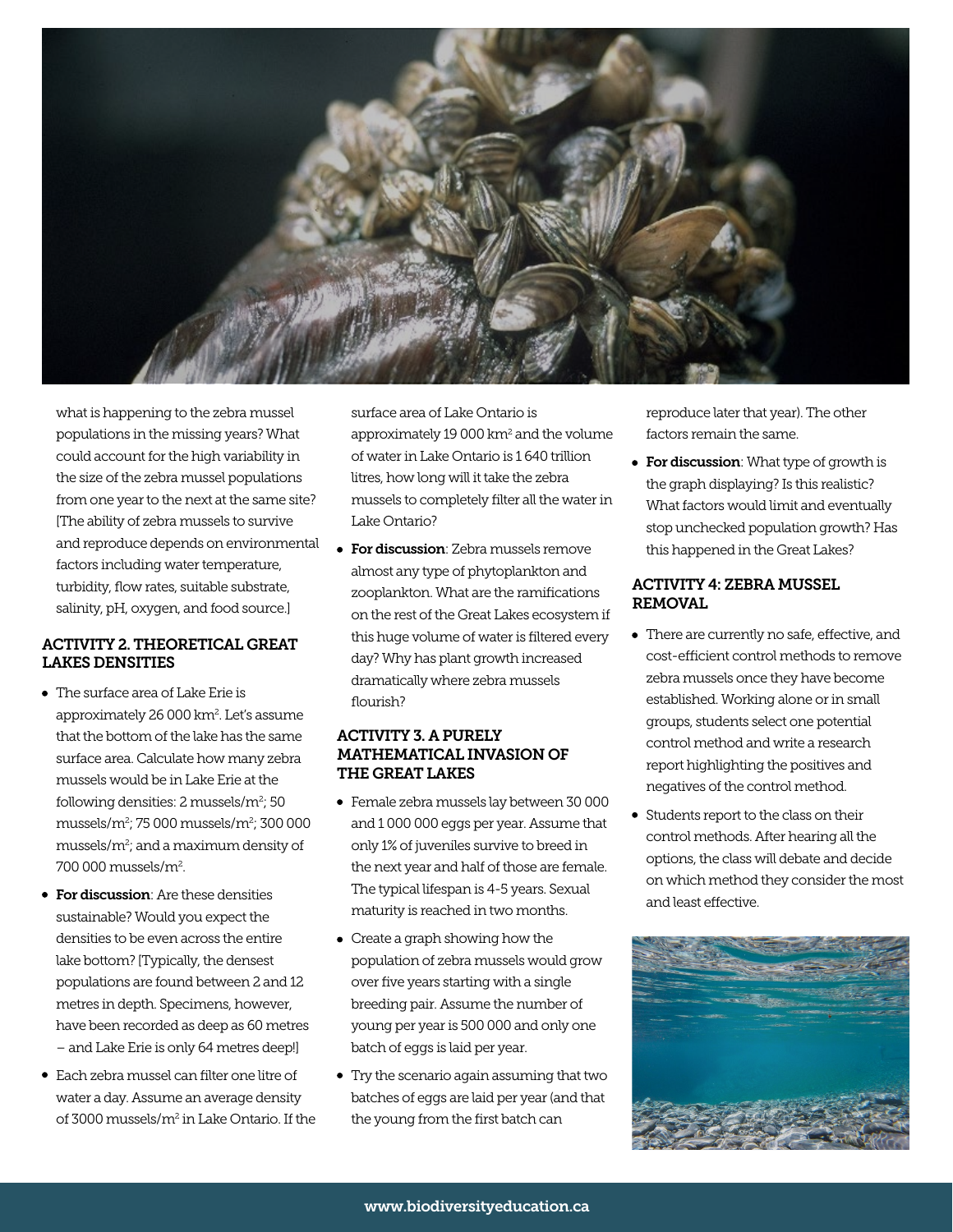what is happening to the zebra mussel populations in the missing years? What could account for the high variability in the size of the zebra mussel populations from one year to the next at the same site? [The ability of zebra mussels to survive and reproduce depends on environmental factors including water temperature, turbidity, flow rates, suitable substrate, salinity, pH, oxygen, and food source.]

## ACTIVITY 2. THEORETICAL GREAT LAKES DENSITIES

- The surface area of Lake Erie is approximately 26 000 $km^2$. Let's assume that the bottom of the lake has the same surface area. Calculate how many zebra mussels would be in Lake Erie at the following densities: 2 mussels/$m^2$; 50 mussels/$m^2$; 75 000 mussels/$m^2$; 300 000 mussels/$m^2$; and a maximum density of 700 000 mussels/$m^2$.
- **For discussion**: Are these densities sustainable? Would you expect the densities to be even across the entire lake bottom? [Typically, the densest populations are found between 2 and 12 metres in depth. Specimens, however, have been recorded as deep as 60 metres – and Lake Erie is only 64 metres deep!]
- Each zebra mussel can filter one litre of water a day. Assume an average density of 3000 mussels/$m^2$ in Lake Ontario. If the surface area of Lake Ontario is approximately 19 000 $km^2$ and the volume of water in Lake Ontario is 1 640 trillion litres, how long will it take the zebra mussels to completely filter all the water in Lake Ontario?
- **For discussion**: Zebra mussels remove almost any type of phytoplankton and zooplankton. What are the ramifications on the rest of the Great Lakes ecosystem if this huge volume of water is filtered every day? Why has plant growth increased dramatically where zebra mussels flourish?

## ACTIVITY 3. A PURELY MATHEMATICAL INVASION OF THE GREAT LAKES

- Female zebra mussels lay between 30 000 and 1 000 000 eggs per year. Assume that only 1% of juveniles survive to breed in the next year and half of those are female. The typical lifespan is 4-5 years. Sexual maturity is reached in two months.
- Create a graph showing how the population of zebra mussels would grow over five years starting with a single breeding pair. Assume the number of young per year is 500 000 and only one batch of eggs is laid per year.
- Try the scenario again assuming that two batches of eggs are laid per year (and that the young from the first batch can reproduce later that year). The other factors remain the same.
- **For discussion**: What type of growth is the graph displaying? Is this realistic? What factors would limit and eventually stop unchecked population growth? Has this happened in the Great Lakes?

## ACTIVITY 4: ZEBRA MUSSEL REMOVAL

- There are currently no safe, effective, and cost-efficient control methods to remove zebra mussels once they have become established. Working alone or in small groups, students select one potential control method and write a research report highlighting the positives and negatives of the control method.
- Students report to the class on their control methods. After hearing all the options, the class will debate and decide on which method they consider the most and least effective.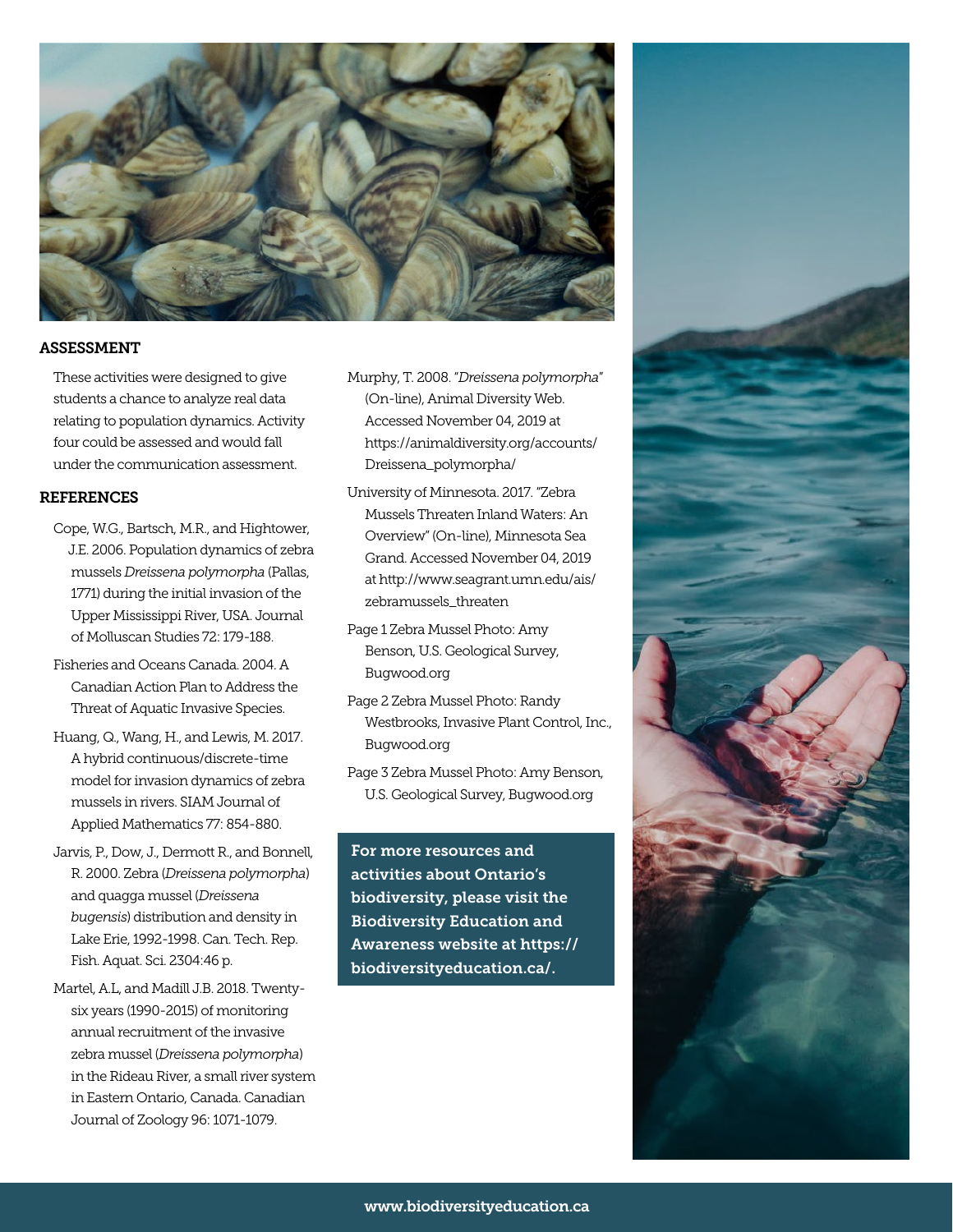## ASSESSMENT

These activities were designed to give students a chance to analyze real data relating to population dynamics. Activity four could be assessed and would fall under the communication assessment.

## REFERENCES

Cope, W.G., Bartsch, M.R., and Hightower, J.E. 2006. Population dynamics of zebra mussels *Dreissena polymorpha* (Pallas, 1771) during the initial invasion of the Upper Mississippi River, USA. Journal of Molluscan Studies 72: 179-188.

Fisheries and Oceans Canada. 2004. A Canadian Action Plan to Address the Threat of Aquatic Invasive Species.

Huang, Q., Wang, H., and Lewis, M. 2017. A hybrid continuous/discrete-time model for invasion dynamics of zebra mussels in rivers. SIAM Journal of Applied Mathematics 77: 854-880.

Jarvis, P., Dow, J., Dermott R., and Bonnell, R. 2000. Zebra (*Dreissena polymorpha*) and quagga mussel (*Dreissena bugensis*) distribution and density in Lake Erie, 1992-1998. Can. Tech. Rep. Fish. Aquat. Sci. 2304:46 p.

Martel, A.L, and Madill J.B. 2018. Twenty-six years (1990-2015) of monitoring annual recruitment of the invasive zebra mussel (*Dreissena polymorpha*) in the Rideau River, a small river system in Eastern Ontario, Canada. Canadian Journal of Zoology 96: 1071-1079.

Murphy, T. 2008. "*Dreissena polymorpha*" (On-line), Animal Diversity Web. Accessed November 04, 2019 at https://animaldiversity.org/accounts/Dreissena_polymorpha/

University of Minnesota. 2017. "Zebra Mussels Threaten Inland Waters: An Overview" (On-line), Minnesota Sea Grand. Accessed November 04, 2019 at http://www.seagrant.umn.edu/ais/zebramussels_threaten

Page 1 Zebra Mussel Photo: Amy Benson, U.S. Geological Survey, Bugwood.org

Page 2 Zebra Mussel Photo: Randy Westbrooks, Invasive Plant Control, Inc., Bugwood.org

Page 3 Zebra Mussel Photo: Amy Benson, U.S. Geological Survey, Bugwood.org

**For more resources and activities about Ontario's biodiversity, please visit the Biodiversity Education and Awareness website at https://biodiversityeducation.ca/.**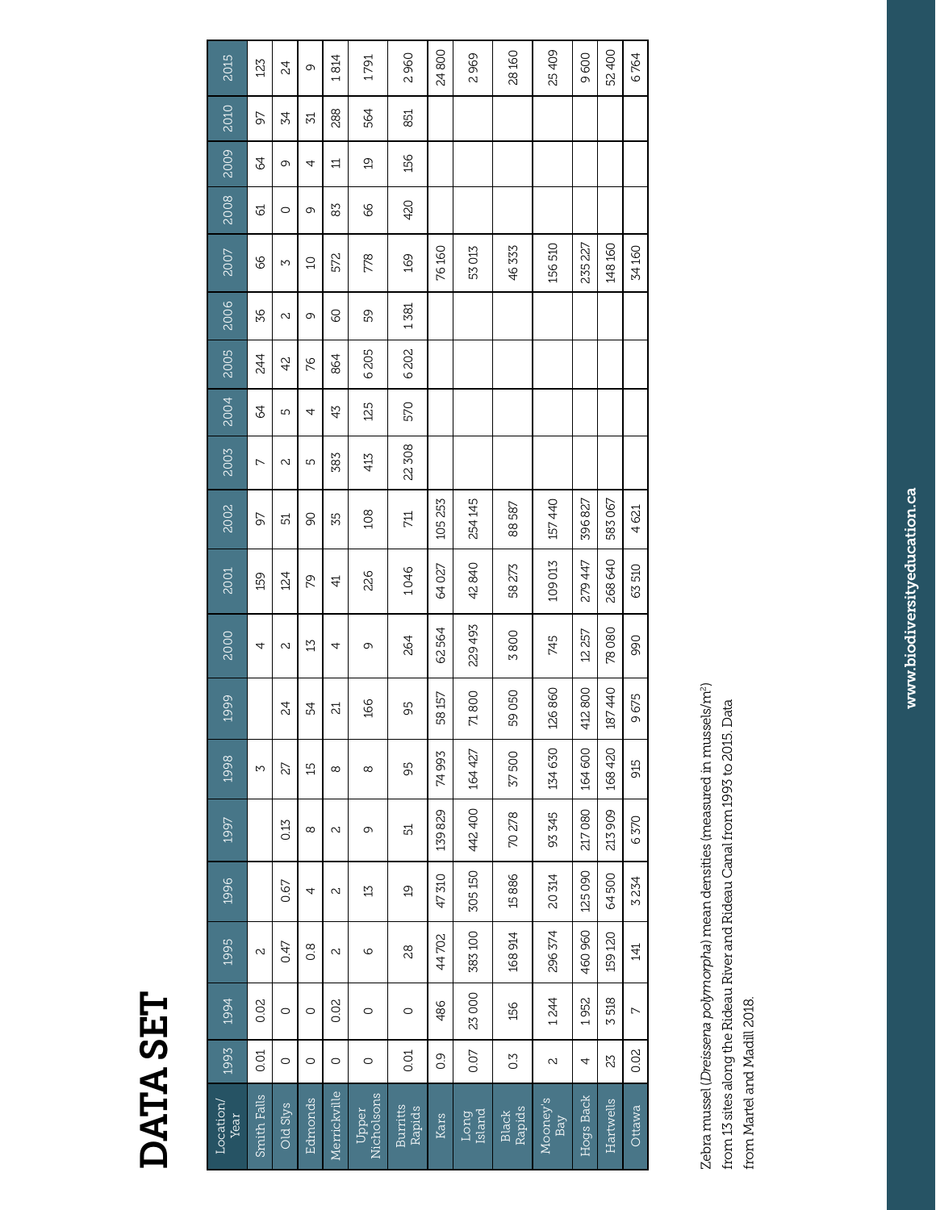# DATA SET

| Location/ Year | 1993 | 1994 | 1995 | 1996 | 1997 | 1998 | 1999 | 2000 | 2001 | 2002 | 2003 | 2004 | 2005 | 2006 | 2007 | 2008 | 2009 | 2010 | 2015 |
|---|---|---|---|---|---|---|---|---|---|---|---|---|---|---|---|---|---|---|---|
| Smith Falls | 0.01 | 0.02 | 2 | | | 3 | | 4 | 159 | 97 | 7 | 64 | 244 | 36 | 66 | 61 | 64 | 97 | 123 |
| Old Slys | 0 | 0 | 0.47 | 0.67 | 0.13 | 27 | 24 | 2 | 124 | 51 | 2 | 5 | 42 | 2 | 3 | 0 | 9 | 34 | 24 |
| Edmonds | 0 | 0 | 0.8 | 4 | 8 | 15 | 54 | 13 | 79 | 90 | 5 | 4 | 76 | 9 | 10 | 9 | 4 | 31 | 9 |
| Merrickville | 0 | 0.02 | 2 | 2 | 2 | 8 | 21 | 4 | 41 | 35 | 383 | 43 | 864 | 60 | 572 | 83 | 11 | 288 | 1 814 |
| Upper Nicholsons | 0 | 0 | 6 | 13 | 9 | 8 | 166 | 9 | 226 | 108 | 413 | 125 | 6 205 | 59 | 778 | 66 | 19 | 564 | 1 791 |
| Burritts Rapids | 0.01 | 0 | 28 | 19 | 51 | 95 | 95 | 264 | 1 046 | 711 | 22 308 | 570 | 6 202 | 1 381 | 169 | 420 | 156 | 851 | 2 960 |
| Kars | 0.9 | 486 | 44 702 | 47 310 | 139 829 | 74 993 | 58 157 | 62 564 | 64 027 | 105 253 | | | | | 76 160 | | | | 24 800 |
| Long Island | 0.07 | 23 000 | 383 100 | 305 150 | 442 400 | 164 427 | 71 800 | 229 493 | 42 840 | 254 145 | | | | | 53 013 | | | | 2 969 |
| Black Rapids | 0.3 | 156 | 168 914 | 15 886 | 70 278 | 37 500 | 59 050 | 3 800 | 58 273 | 88 587 | | | | | 46 333 | | | | 28 160 |
| Mooney's Bay | 2 | 1 244 | 296 374 | 20 314 | 93 345 | 134 630 | 126 860 | 745 | 109 013 | 157 440 | | | | | 156 510 | | | | 25 409 |
| Hogs Back | 4 | 1 952 | 460 960 | 125 090 | 217 080 | 164 600 | 412 800 | 12 257 | 279 447 | 396 827 | | | | | 235 227 | | | | 9 600 |
| Hartwells | 23 | 3 518 | 159 120 | 64 500 | 213 909 | 168 420 | 187 440 | 78 080 | 268 640 | 583 067 | | | | | 148 160 | | | | 52 400 |
| Ottawa | 0.02 | 7 | 141 | 3 234 | 6 370 | 915 | 9 675 | 990 | 63 510 | 4 621 | | | | | 34 160 | | | | 6 764 |

Zebra mussel (*Dreissena polymorpha*) mean densities (measured in mussels/m$^2$) from 13 sites along the Rideau River and Rideau Canal from 1993 to 2015. Data from Martel and Madill 2018.